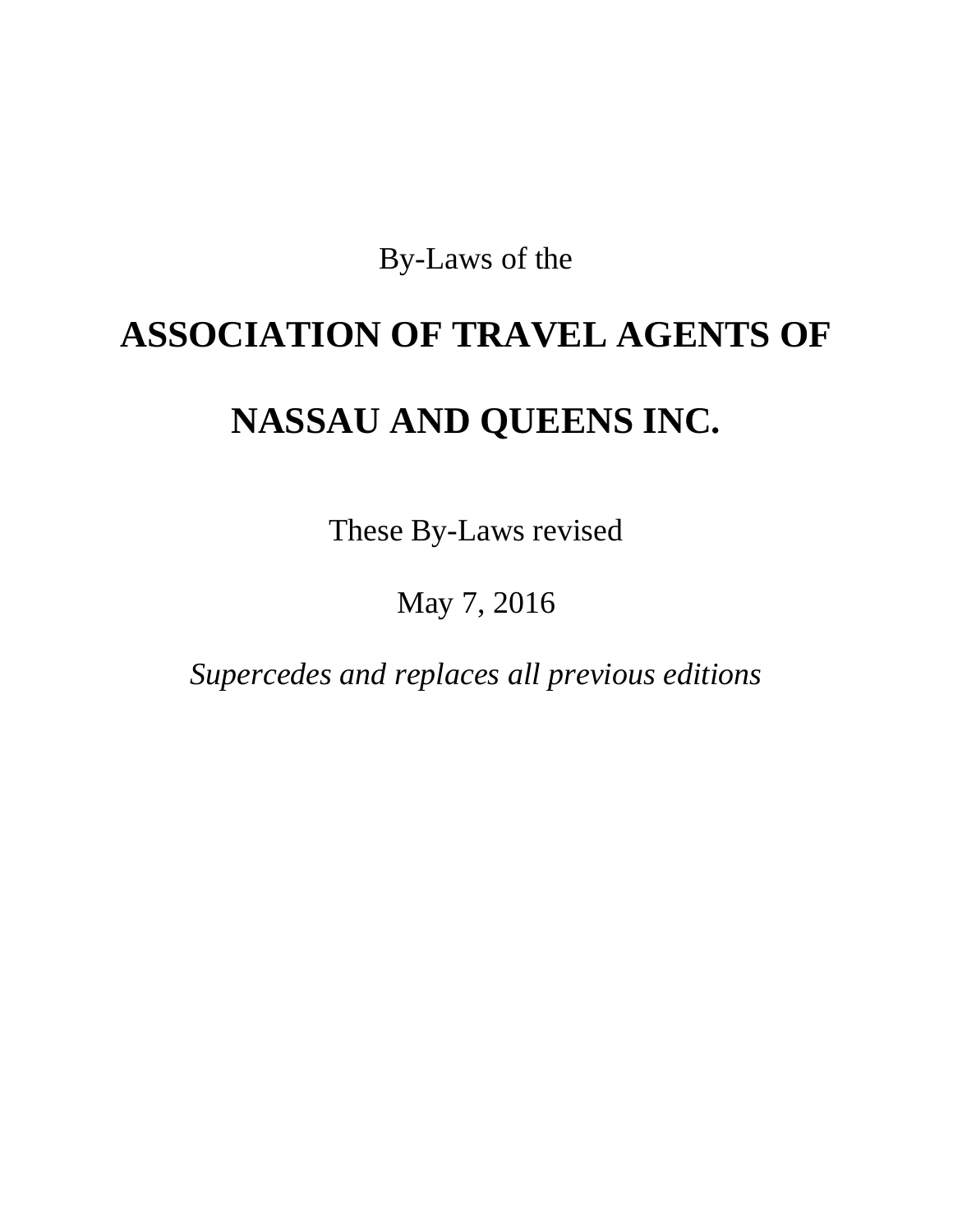By-Laws of the

# ASSOCIATION OF TRAVEL AGENTS OF NASSAU AND QUEENS INC.

These By-Laws revised

May 7, 2016

*Supercedes and replaces all previous editions*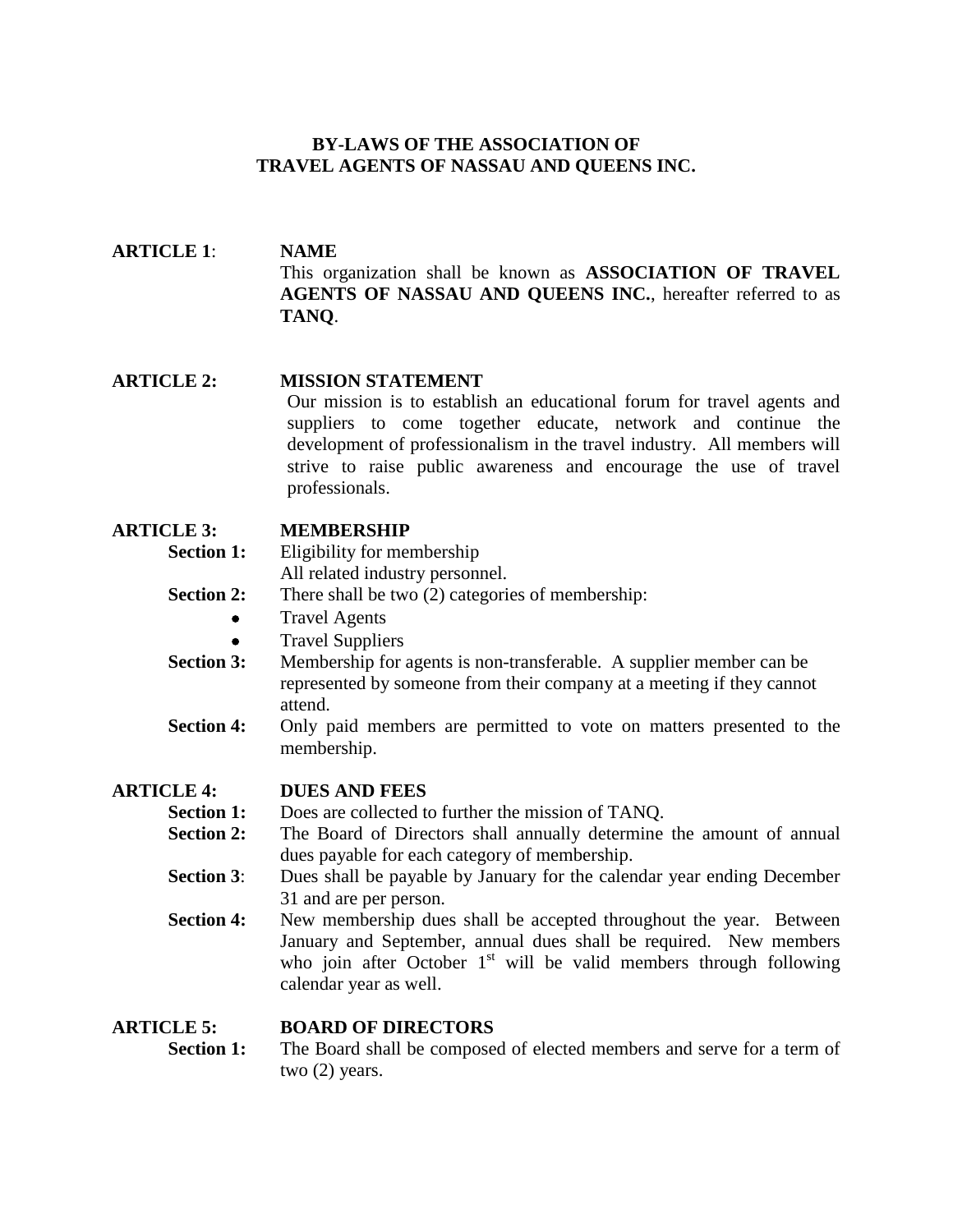**BY-LAWS OF THE ASSOCIATION OF TRAVEL AGENTS OF NASSAU AND QUEENS INC.**

**ARTICLE 1**: **NAME**

This organization shall be known as **ASSOCIATION OF TRAVEL AGENTS OF NASSAU AND QUEENS INC.**, hereafter referred to as **TANQ**.

**ARTICLE 2:** **MISSION STATEMENT**

Our mission is to establish an educational forum for travel agents and suppliers to come together educate, network and continue the development of professionalism in the travel industry. All members will strive to raise public awareness and encourage the use of travel professionals.

**ARTICLE 3:** **MEMBERSHIP**

**Section 1:** Eligibility for membership
All related industry personnel.

**Section 2:** There shall be two (2) categories of membership:

- Travel Agents
- Travel Suppliers

**Section 3:** Membership for agents is non-transferable. A supplier member can be represented by someone from their company at a meeting if they cannot attend.

**Section 4:** Only paid members are permitted to vote on matters presented to the membership.

**ARTICLE 4:** **DUES AND FEES**

**Section 1:** Does are collected to further the mission of TANQ.

**Section 2:** The Board of Directors shall annually determine the amount of annual dues payable for each category of membership.

**Section 3**: Dues shall be payable by January for the calendar year ending December 31 and are per person.

**Section 4:** New membership dues shall be accepted throughout the year. Between January and September, annual dues shall be required. New members who join after October 1st will be valid members through following calendar year as well.

**ARTICLE 5:** **BOARD OF DIRECTORS**

**Section 1:** The Board shall be composed of elected members and serve for a term of two (2) years.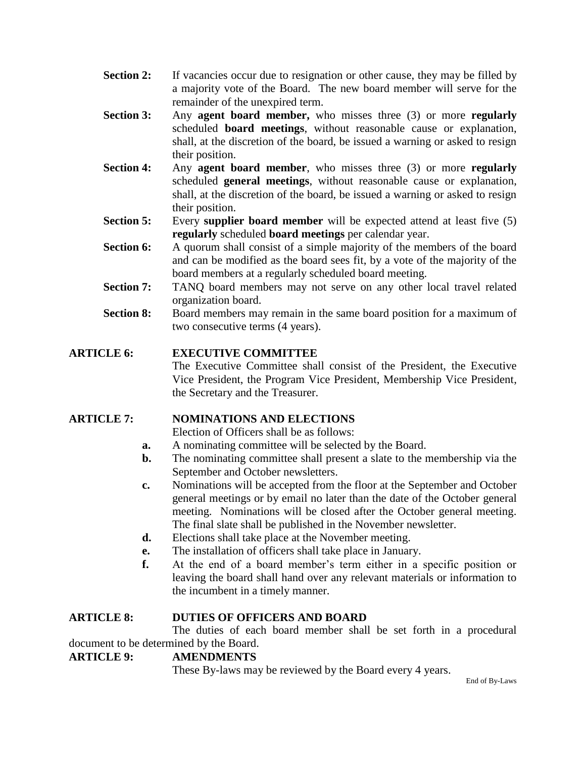**Section 2:** If vacancies occur due to resignation or other cause, they may be filled by a majority vote of the Board. The new board member will serve for the remainder of the unexpired term.

**Section 3:** Any **agent board member,** who misses three (3) or more **regularly** scheduled **board meetings**, without reasonable cause or explanation, shall, at the discretion of the board, be issued a warning or asked to resign their position.

**Section 4:** Any **agent board member**, who misses three (3) or more **regularly** scheduled **general meetings**, without reasonable cause or explanation, shall, at the discretion of the board, be issued a warning or asked to resign their position.

**Section 5:** Every **supplier board member** will be expected attend at least five (5) **regularly** scheduled **board meetings** per calendar year.

**Section 6:** A quorum shall consist of a simple majority of the members of the board and can be modified as the board sees fit, by a vote of the majority of the board members at a regularly scheduled board meeting.

**Section 7:** TANQ board members may not serve on any other local travel related organization board.

**Section 8:** Board members may remain in the same board position for a maximum of two consecutive terms (4 years).

## ARTICLE 6: EXECUTIVE COMMITTEE

The Executive Committee shall consist of the President, the Executive Vice President, the Program Vice President, Membership Vice President, the Secretary and the Treasurer.

## ARTICLE 7: NOMINATIONS AND ELECTIONS

Election of Officers shall be as follows:

**a.** A nominating committee will be selected by the Board.

**b.** The nominating committee shall present a slate to the membership via the September and October newsletters.

**c.** Nominations will be accepted from the floor at the September and October general meetings or by email no later than the date of the October general meeting. Nominations will be closed after the October general meeting. The final slate shall be published in the November newsletter.

**d.** Elections shall take place at the November meeting.

**e.** The installation of officers shall take place in January.

**f.** At the end of a board member's term either in a specific position or leaving the board shall hand over any relevant materials or information to the incumbent in a timely manner.

## ARTICLE 8: DUTIES OF OFFICERS AND BOARD

The duties of each board member shall be set forth in a procedural document to be determined by the Board.

## ARTICLE 9: AMENDMENTS

These By-laws may be reviewed by the Board every 4 years.

End of By-Laws